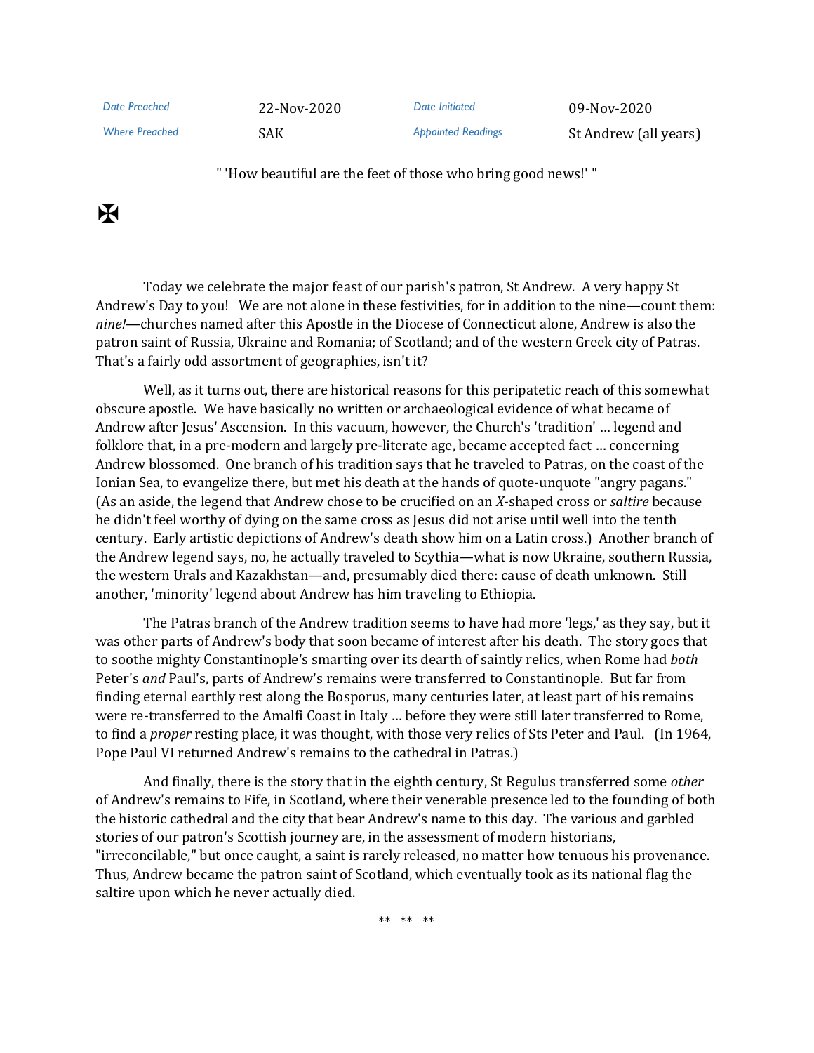| Date Preached | 22-Nov-2020 | Date Initiated | 09-Nov-2020 |
|---|---|---|---|
| Where Preached | SAK | Appointed Readings | St Andrew (all years) |

" 'How beautiful are the feet of those who bring good news!' "

✠

Today we celebrate the major feast of our parish's patron, St Andrew. A very happy St Andrew's Day to you! We are not alone in these festivities, for in addition to the nine—count them: *nine!*—churches named after this Apostle in the Diocese of Connecticut alone, Andrew is also the patron saint of Russia, Ukraine and Romania; of Scotland; and of the western Greek city of Patras. That's a fairly odd assortment of geographies, isn't it?

Well, as it turns out, there are historical reasons for this peripatetic reach of this somewhat obscure apostle. We have basically no written or archaeological evidence of what became of Andrew after Jesus' Ascension. In this vacuum, however, the Church's 'tradition' … legend and folklore that, in a pre-modern and largely pre-literate age, became accepted fact … concerning Andrew blossomed. One branch of his tradition says that he traveled to Patras, on the coast of the Ionian Sea, to evangelize there, but met his death at the hands of quote-unquote "angry pagans." (As an aside, the legend that Andrew chose to be crucified on an *X*-shaped cross or *saltire* because he didn't feel worthy of dying on the same cross as Jesus did not arise until well into the tenth century. Early artistic depictions of Andrew's death show him on a Latin cross.) Another branch of the Andrew legend says, no, he actually traveled to Scythia—what is now Ukraine, southern Russia, the western Urals and Kazakhstan—and, presumably died there: cause of death unknown. Still another, 'minority' legend about Andrew has him traveling to Ethiopia.

The Patras branch of the Andrew tradition seems to have had more 'legs,' as they say, but it was other parts of Andrew's body that soon became of interest after his death. The story goes that to soothe mighty Constantinople's smarting over its dearth of saintly relics, when Rome had *both* Peter's *and* Paul's, parts of Andrew's remains were transferred to Constantinople. But far from finding eternal earthly rest along the Bosporus, many centuries later, at least part of his remains were re-transferred to the Amalfi Coast in Italy … before they were still later transferred to Rome, to find a *proper* resting place, it was thought, with those very relics of Sts Peter and Paul. (In 1964, Pope Paul VI returned Andrew's remains to the cathedral in Patras.)

And finally, there is the story that in the eighth century, St Regulus transferred some *other* of Andrew's remains to Fife, in Scotland, where their venerable presence led to the founding of both the historic cathedral and the city that bear Andrew's name to this day. The various and garbled stories of our patron's Scottish journey are, in the assessment of modern historians, "irreconcilable," but once caught, a saint is rarely released, no matter how tenuous his provenance. Thus, Andrew became the patron saint of Scotland, which eventually took as its national flag the saltire upon which he never actually died.

** ** **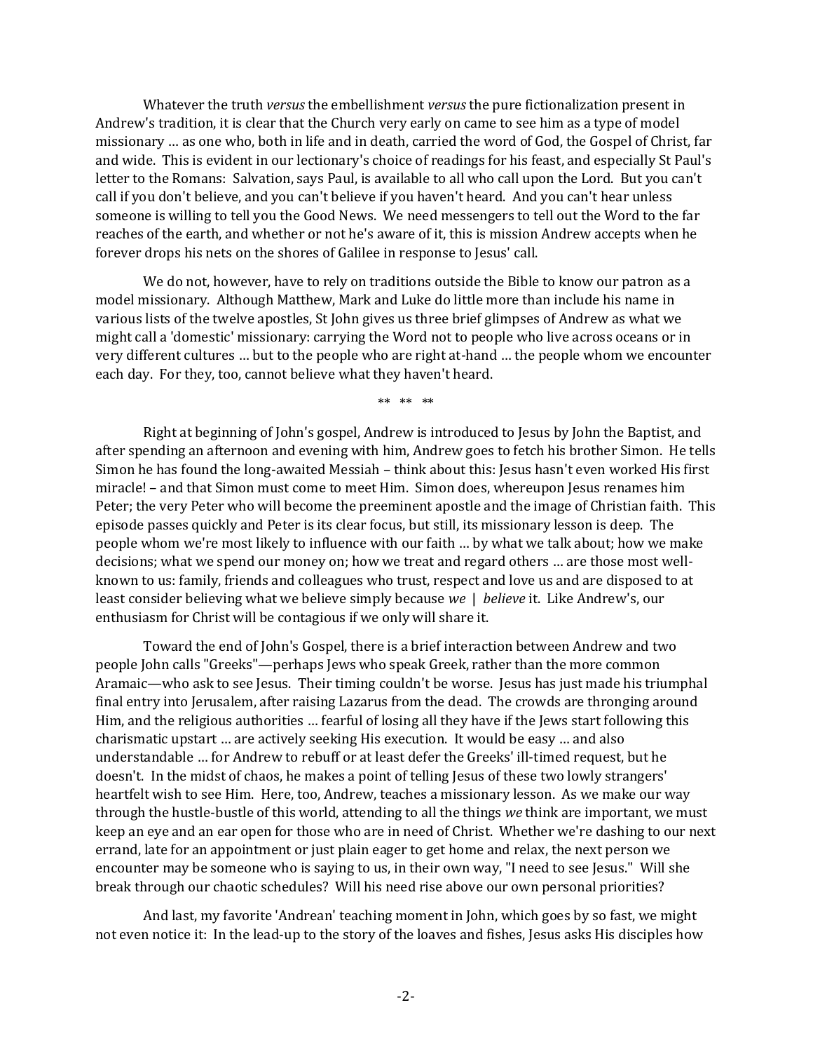Whatever the truth *versus* the embellishment *versus* the pure fictionalization present in Andrew's tradition, it is clear that the Church very early on came to see him as a type of model missionary … as one who, both in life and in death, carried the word of God, the Gospel of Christ, far and wide. This is evident in our lectionary's choice of readings for his feast, and especially St Paul's letter to the Romans: Salvation, says Paul, is available to all who call upon the Lord. But you can't call if you don't believe, and you can't believe if you haven't heard. And you can't hear unless someone is willing to tell you the Good News. We need messengers to tell out the Word to the far reaches of the earth, and whether or not he's aware of it, this is mission Andrew accepts when he forever drops his nets on the shores of Galilee in response to Jesus' call.

We do not, however, have to rely on traditions outside the Bible to know our patron as a model missionary. Although Matthew, Mark and Luke do little more than include his name in various lists of the twelve apostles, St John gives us three brief glimpses of Andrew as what we might call a 'domestic' missionary: carrying the Word not to people who live across oceans or in very different cultures … but to the people who are right at-hand … the people whom we encounter each day. For they, too, cannot believe what they haven't heard.

\*\* \*\* \*\*

Right at beginning of John's gospel, Andrew is introduced to Jesus by John the Baptist, and after spending an afternoon and evening with him, Andrew goes to fetch his brother Simon. He tells Simon he has found the long-awaited Messiah – think about this: Jesus hasn't even worked His first miracle! – and that Simon must come to meet Him. Simon does, whereupon Jesus renames him Peter; the very Peter who will become the preeminent apostle and the image of Christian faith. This episode passes quickly and Peter is its clear focus, but still, its missionary lesson is deep. The people whom we're most likely to influence with our faith … by what we talk about; how we make decisions; what we spend our money on; how we treat and regard others … are those most well-known to us: family, friends and colleagues who trust, respect and love us and are disposed to at least consider believing what we believe simply because *we | believe* it. Like Andrew's, our enthusiasm for Christ will be contagious if we only will share it.

Toward the end of John's Gospel, there is a brief interaction between Andrew and two people John calls "Greeks"—perhaps Jews who speak Greek, rather than the more common Aramaic—who ask to see Jesus. Their timing couldn't be worse. Jesus has just made his triumphal final entry into Jerusalem, after raising Lazarus from the dead. The crowds are thronging around Him, and the religious authorities … fearful of losing all they have if the Jews start following this charismatic upstart … are actively seeking His execution. It would be easy … and also understandable … for Andrew to rebuff or at least defer the Greeks' ill-timed request, but he doesn't. In the midst of chaos, he makes a point of telling Jesus of these two lowly strangers' heartfelt wish to see Him. Here, too, Andrew, teaches a missionary lesson. As we make our way through the hustle-bustle of this world, attending to all the things *we* think are important, we must keep an eye and an ear open for those who are in need of Christ. Whether we're dashing to our next errand, late for an appointment or just plain eager to get home and relax, the next person we encounter may be someone who is saying to us, in their own way, "I need to see Jesus." Will she break through our chaotic schedules? Will his need rise above our own personal priorities?

And last, my favorite 'Andrean' teaching moment in John, which goes by so fast, we might not even notice it: In the lead-up to the story of the loaves and fishes, Jesus asks His disciples how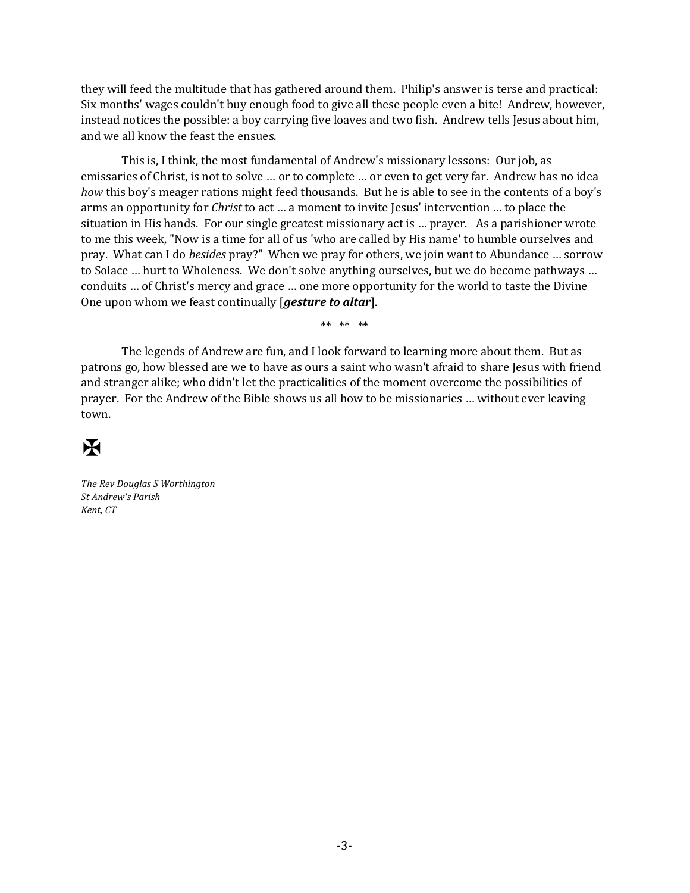they will feed the multitude that has gathered around them. Philip's answer is terse and practical: Six months' wages couldn't buy enough food to give all these people even a bite! Andrew, however, instead notices the possible: a boy carrying five loaves and two fish. Andrew tells Jesus about him, and we all know the feast the ensues.

This is, I think, the most fundamental of Andrew's missionary lessons: Our job, as emissaries of Christ, is not to solve … or to complete … or even to get very far. Andrew has no idea *how* this boy's meager rations might feed thousands. But he is able to see in the contents of a boy's arms an opportunity for *Christ* to act … a moment to invite Jesus' intervention … to place the situation in His hands. For our single greatest missionary act is … prayer. As a parishioner wrote to me this week, "Now is a time for all of us 'who are called by His name' to humble ourselves and pray. What can I do *besides* pray?" When we pray for others, we join want to Abundance … sorrow to Solace … hurt to Wholeness. We don't solve anything ourselves, but we do become pathways … conduits … of Christ's mercy and grace … one more opportunity for the world to taste the Divine One upon whom we feast continually [***gesture to altar***].

\*\* \*\* \*\*

The legends of Andrew are fun, and I look forward to learning more about them. But as patrons go, how blessed are we to have as ours a saint who wasn't afraid to share Jesus with friend and stranger alike; who didn't let the practicalities of the moment overcome the possibilities of prayer. For the Andrew of the Bible shows us all how to be missionaries … without ever leaving town.

✠

*The Rev Douglas S Worthington*
*St Andrew's Parish*
*Kent, CT*